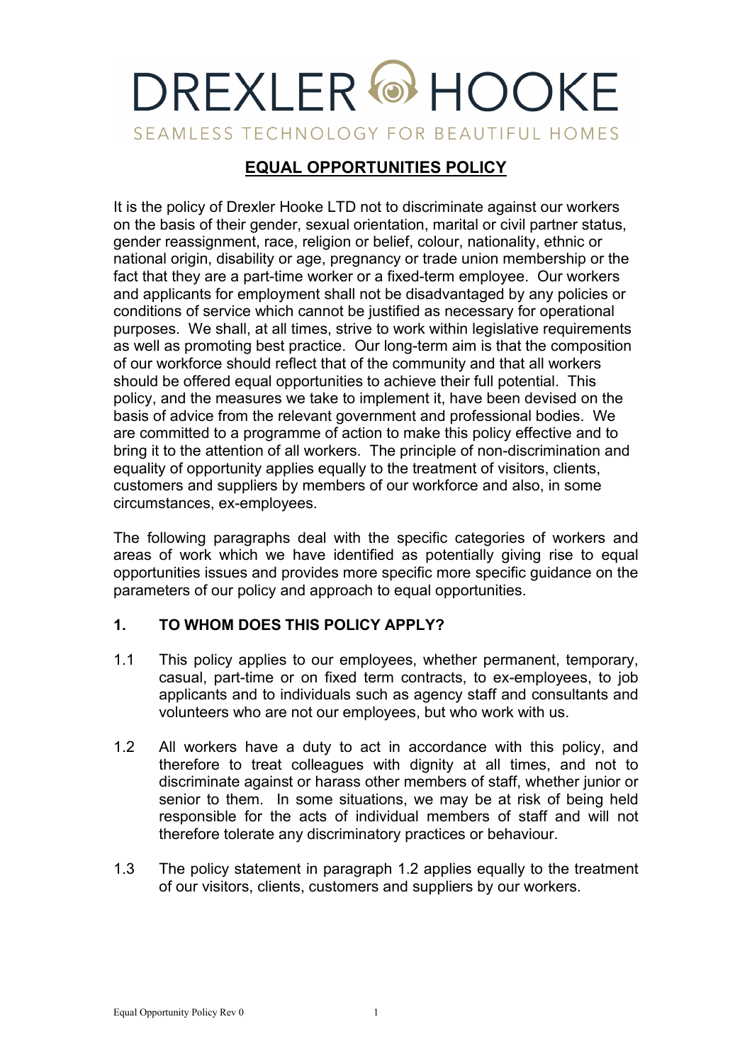DREXLER HOOKE

SEAMLESS TECHNOLOGY FOR BEAUTIFUL HOMES

# EQUAL OPPORTUNITIES POLICY

It is the policy of Drexler Hooke LTD not to discriminate against our workers on the basis of their gender, sexual orientation, marital or civil partner status, gender reassignment, race, religion or belief, colour, nationality, ethnic or national origin, disability or age, pregnancy or trade union membership or the fact that they are a part-time worker or a fixed-term employee. Our workers and applicants for employment shall not be disadvantaged by any policies or conditions of service which cannot be justified as necessary for operational purposes. We shall, at all times, strive to work within legislative requirements as well as promoting best practice. Our long-term aim is that the composition of our workforce should reflect that of the community and that all workers should be offered equal opportunities to achieve their full potential. This policy, and the measures we take to implement it, have been devised on the basis of advice from the relevant government and professional bodies. We are committed to a programme of action to make this policy effective and to bring it to the attention of all workers. The principle of non-discrimination and equality of opportunity applies equally to the treatment of visitors, clients, customers and suppliers by members of our workforce and also, in some circumstances, ex-employees.

The following paragraphs deal with the specific categories of workers and areas of work which we have identified as potentially giving rise to equal opportunities issues and provides more specific more specific guidance on the parameters of our policy and approach to equal opportunities.

## 1. TO WHOM DOES THIS POLICY APPLY?

1.1 This policy applies to our employees, whether permanent, temporary, casual, part-time or on fixed term contracts, to ex-employees, to job applicants and to individuals such as agency staff and consultants and volunteers who are not our employees, but who work with us.

1.2 All workers have a duty to act in accordance with this policy, and therefore to treat colleagues with dignity at all times, and not to discriminate against or harass other members of staff, whether junior or senior to them. In some situations, we may be at risk of being held responsible for the acts of individual members of staff and will not therefore tolerate any discriminatory practices or behaviour.

1.3 The policy statement in paragraph 1.2 applies equally to the treatment of our visitors, clients, customers and suppliers by our workers.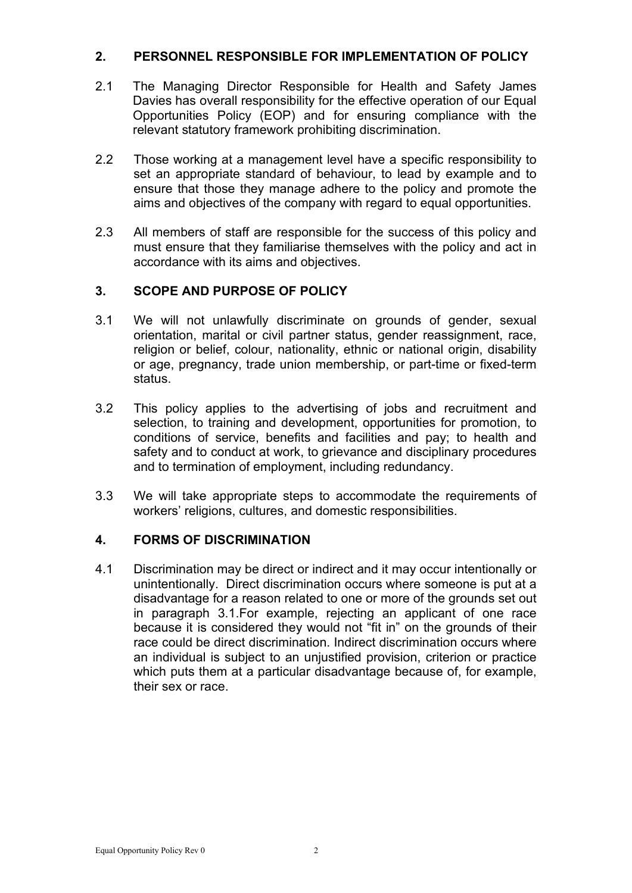## 2. PERSONNEL RESPONSIBLE FOR IMPLEMENTATION OF POLICY

2.1 The Managing Director Responsible for Health and Safety James Davies has overall responsibility for the effective operation of our Equal Opportunities Policy (EOP) and for ensuring compliance with the relevant statutory framework prohibiting discrimination.

2.2 Those working at a management level have a specific responsibility to set an appropriate standard of behaviour, to lead by example and to ensure that those they manage adhere to the policy and promote the aims and objectives of the company with regard to equal opportunities.

2.3 All members of staff are responsible for the success of this policy and must ensure that they familiarise themselves with the policy and act in accordance with its aims and objectives.

## 3. SCOPE AND PURPOSE OF POLICY

3.1 We will not unlawfully discriminate on grounds of gender, sexual orientation, marital or civil partner status, gender reassignment, race, religion or belief, colour, nationality, ethnic or national origin, disability or age, pregnancy, trade union membership, or part-time or fixed-term status.

3.2 This policy applies to the advertising of jobs and recruitment and selection, to training and development, opportunities for promotion, to conditions of service, benefits and facilities and pay; to health and safety and to conduct at work, to grievance and disciplinary procedures and to termination of employment, including redundancy.

3.3 We will take appropriate steps to accommodate the requirements of workers' religions, cultures, and domestic responsibilities.

## 4. FORMS OF DISCRIMINATION

4.1 Discrimination may be direct or indirect and it may occur intentionally or unintentionally. Direct discrimination occurs where someone is put at a disadvantage for a reason related to one or more of the grounds set out in paragraph 3.1.For example, rejecting an applicant of one race because it is considered they would not "fit in" on the grounds of their race could be direct discrimination. Indirect discrimination occurs where an individual is subject to an unjustified provision, criterion or practice which puts them at a particular disadvantage because of, for example, their sex or race.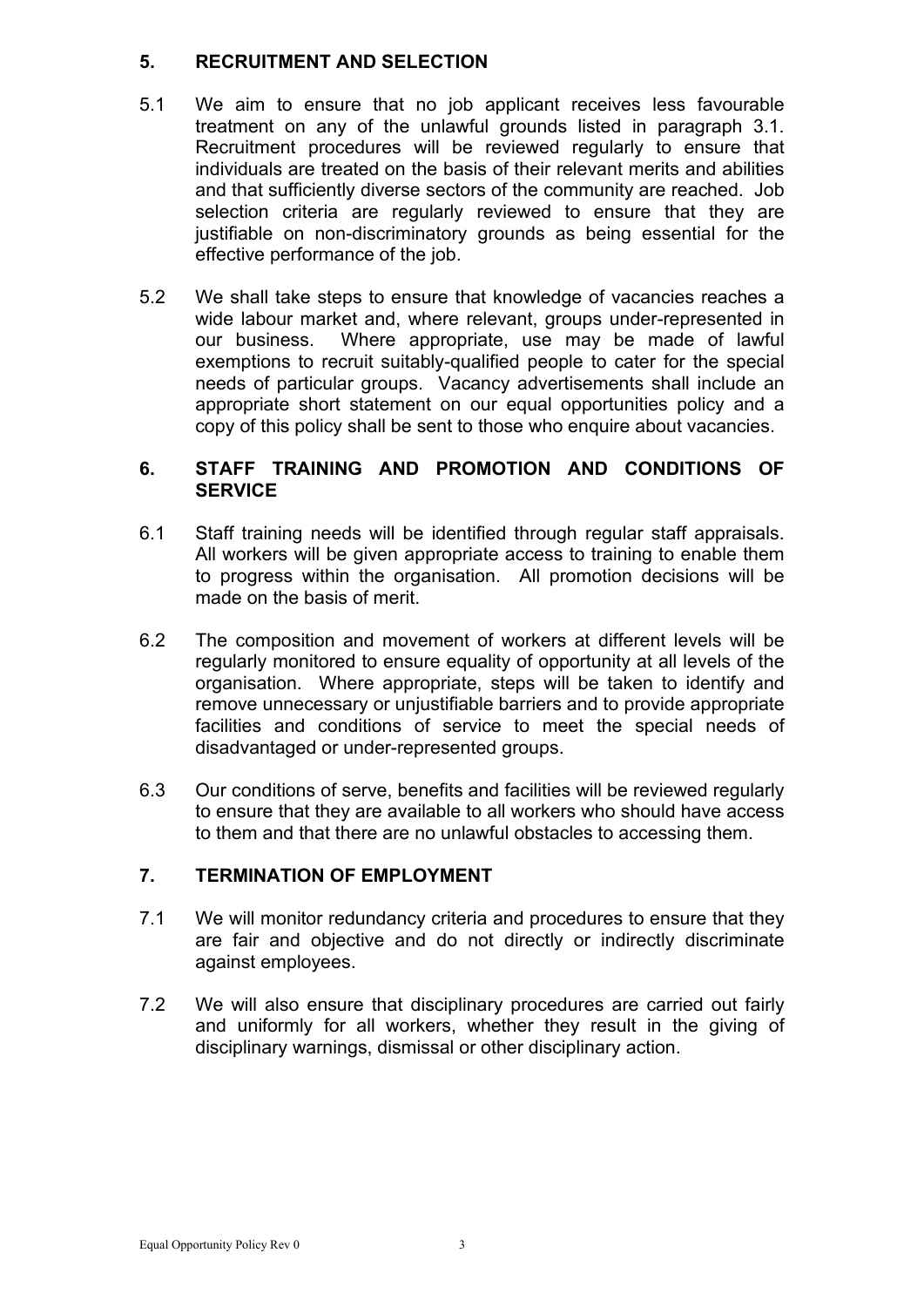## 5. RECRUITMENT AND SELECTION

5.1 We aim to ensure that no job applicant receives less favourable treatment on any of the unlawful grounds listed in paragraph 3.1. Recruitment procedures will be reviewed regularly to ensure that individuals are treated on the basis of their relevant merits and abilities and that sufficiently diverse sectors of the community are reached. Job selection criteria are regularly reviewed to ensure that they are justifiable on non-discriminatory grounds as being essential for the effective performance of the job.

5.2 We shall take steps to ensure that knowledge of vacancies reaches a wide labour market and, where relevant, groups under-represented in our business. Where appropriate, use may be made of lawful exemptions to recruit suitably-qualified people to cater for the special needs of particular groups. Vacancy advertisements shall include an appropriate short statement on our equal opportunities policy and a copy of this policy shall be sent to those who enquire about vacancies.

## 6. STAFF TRAINING AND PROMOTION AND CONDITIONS OF SERVICE

6.1 Staff training needs will be identified through regular staff appraisals. All workers will be given appropriate access to training to enable them to progress within the organisation. All promotion decisions will be made on the basis of merit.

6.2 The composition and movement of workers at different levels will be regularly monitored to ensure equality of opportunity at all levels of the organisation. Where appropriate, steps will be taken to identify and remove unnecessary or unjustifiable barriers and to provide appropriate facilities and conditions of service to meet the special needs of disadvantaged or under-represented groups.

6.3 Our conditions of serve, benefits and facilities will be reviewed regularly to ensure that they are available to all workers who should have access to them and that there are no unlawful obstacles to accessing them.

## 7. TERMINATION OF EMPLOYMENT

7.1 We will monitor redundancy criteria and procedures to ensure that they are fair and objective and do not directly or indirectly discriminate against employees.

7.2 We will also ensure that disciplinary procedures are carried out fairly and uniformly for all workers, whether they result in the giving of disciplinary warnings, dismissal or other disciplinary action.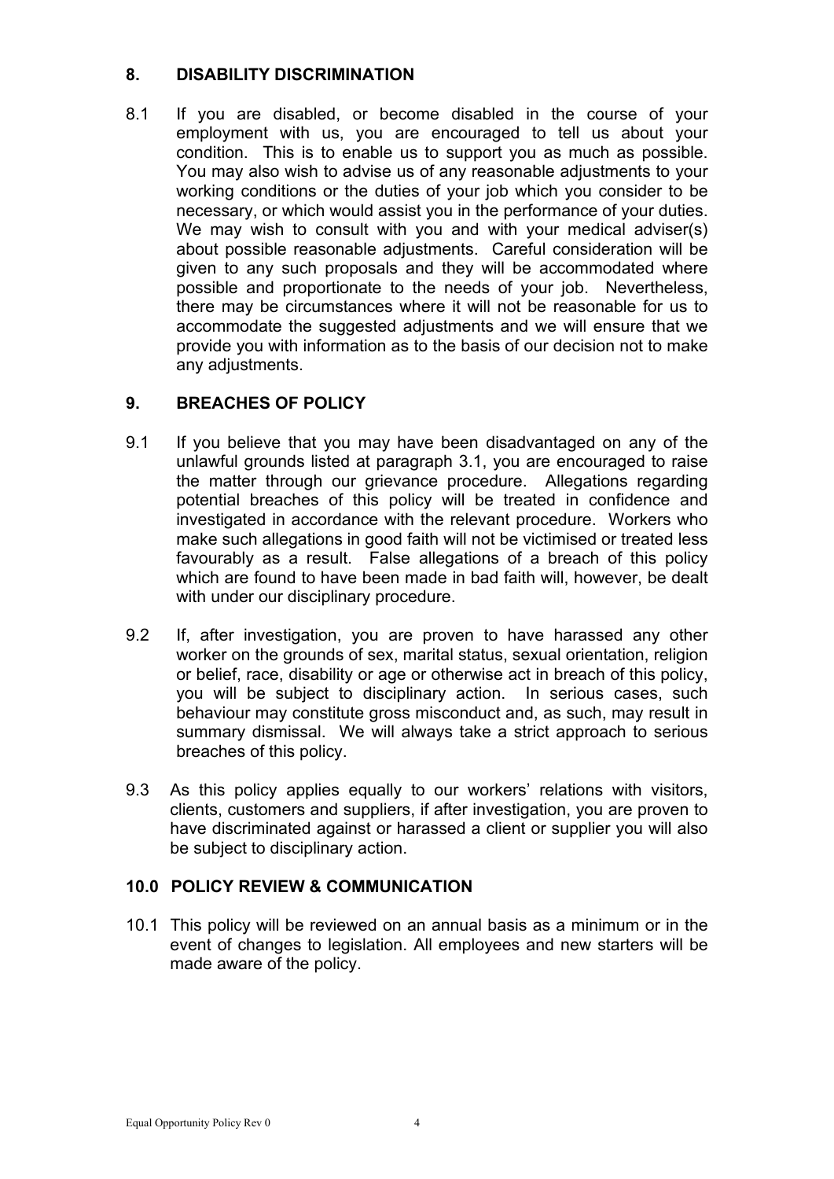## 8. DISABILITY DISCRIMINATION

8.1 If you are disabled, or become disabled in the course of your employment with us, you are encouraged to tell us about your condition. This is to enable us to support you as much as possible. You may also wish to advise us of any reasonable adjustments to your working conditions or the duties of your job which you consider to be necessary, or which would assist you in the performance of your duties. We may wish to consult with you and with your medical adviser(s) about possible reasonable adjustments. Careful consideration will be given to any such proposals and they will be accommodated where possible and proportionate to the needs of your job. Nevertheless, there may be circumstances where it will not be reasonable for us to accommodate the suggested adjustments and we will ensure that we provide you with information as to the basis of our decision not to make any adjustments.

## 9. BREACHES OF POLICY

9.1 If you believe that you may have been disadvantaged on any of the unlawful grounds listed at paragraph 3.1, you are encouraged to raise the matter through our grievance procedure. Allegations regarding potential breaches of this policy will be treated in confidence and investigated in accordance with the relevant procedure. Workers who make such allegations in good faith will not be victimised or treated less favourably as a result. False allegations of a breach of this policy which are found to have been made in bad faith will, however, be dealt with under our disciplinary procedure.

9.2 If, after investigation, you are proven to have harassed any other worker on the grounds of sex, marital status, sexual orientation, religion or belief, race, disability or age or otherwise act in breach of this policy, you will be subject to disciplinary action. In serious cases, such behaviour may constitute gross misconduct and, as such, may result in summary dismissal. We will always take a strict approach to serious breaches of this policy.

9.3 As this policy applies equally to our workers' relations with visitors, clients, customers and suppliers, if after investigation, you are proven to have discriminated against or harassed a client or supplier you will also be subject to disciplinary action.

## 10.0 POLICY REVIEW & COMMUNICATION

10.1 This policy will be reviewed on an annual basis as a minimum or in the event of changes to legislation. All employees and new starters will be made aware of the policy.